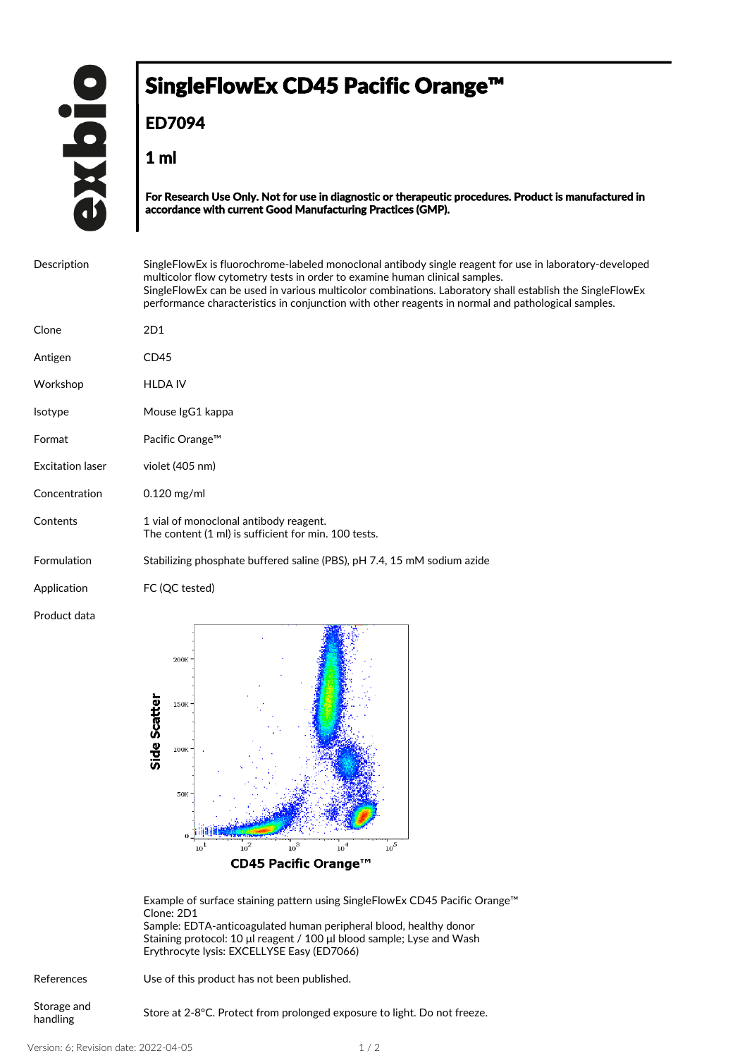# SingleFlowEx CD45 Pacific Orange™

## ED7094

## 1 ml

**For Research Use Only. Not for use in diagnostic or therapeutic procedures. Product is manufactured in accordance with current Good Manufacturing Practices (GMP).**

| | |
|---|---|
| Description | SingleFlowEx is fluorochrome-labeled monoclonal antibody single reagent for use in laboratory-developed multicolor flow cytometry tests in order to examine human clinical samples. SingleFlowEx can be used in various multicolor combinations. Laboratory shall establish the SingleFlowEx performance characteristics in conjunction with other reagents in normal and pathological samples. |
| Clone | 2D1 |
| Antigen | CD45 |
| Workshop | HLDA IV |
| Isotype | Mouse IgG1 kappa |
| Format | Pacific Orange™ |
| Excitation laser | violet (405 nm) |
| Concentration | 0.120 mg/ml |
| Contents | 1 vial of monoclonal antibody reagent. The content (1 ml) is sufficient for min. 100 tests. |
| Formulation | Stabilizing phosphate buffered saline (PBS), pH 7.4, 15 mM sodium azide |
| Application | FC (QC tested) |

Product data

Example of surface staining pattern using SingleFlowEx CD45 Pacific Orange™
Clone: 2D1
Sample: EDTA-anticoagulated human peripheral blood, healthy donor
Staining protocol: 10 µl reagent / 100 µl blood sample; Lyse and Wash
Erythrocyte lysis: EXCELLYSE Easy (ED7066)

| | |
|---|---|
| References | Use of this product has not been published. |
| Storage and handling | Store at 2-8°C. Protect from prolonged exposure to light. Do not freeze. |

Version: 6; Revision date: 2022-04-05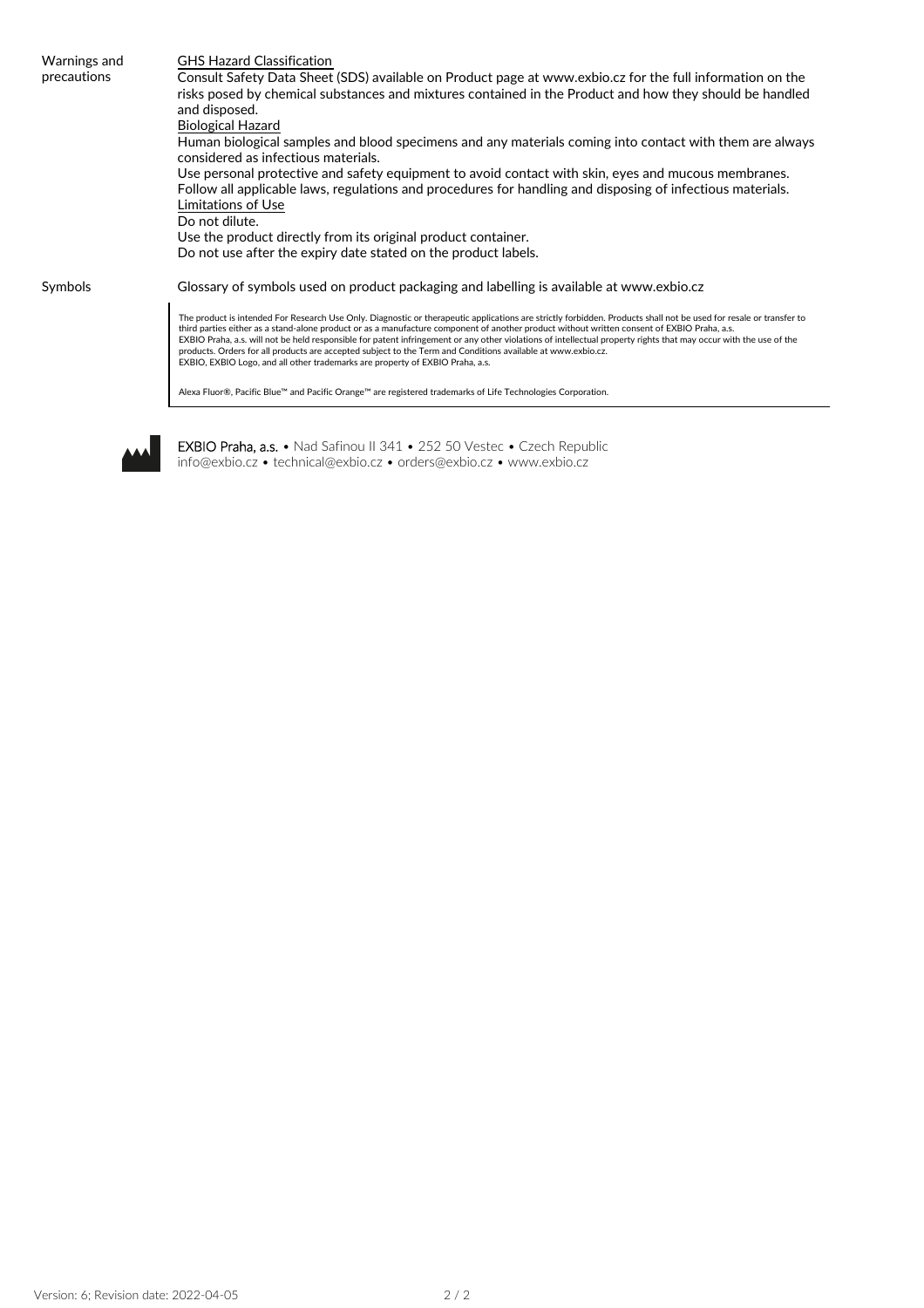**Warnings and precautions**

GHS Hazard Classification

Consult Safety Data Sheet (SDS) available on Product page at www.exbio.cz for the full information on the risks posed by chemical substances and mixtures contained in the Product and how they should be handled and disposed.

Biological Hazard

Human biological samples and blood specimens and any materials coming into contact with them are always considered as infectious materials.

Use personal protective and safety equipment to avoid contact with skin, eyes and mucous membranes.

Follow all applicable laws, regulations and procedures for handling and disposing of infectious materials.

Limitations of Use

Do not dilute.

Use the product directly from its original product container.

Do not use after the expiry date stated on the product labels.

**Symbols**

Glossary of symbols used on product packaging and labelling is available at www.exbio.cz

The product is intended For Research Use Only. Diagnostic or therapeutic applications are strictly forbidden. Products shall not be used for resale or transfer to third parties either as a stand-alone product or as a manufacture component of another product without written consent of EXBIO Praha, a.s.
EXBIO Praha, a.s. will not be held responsible for patent infringement or any other violations of intellectual property rights that may occur with the use of the products. Orders for all products are accepted subject to the Term and Conditions available at www.exbio.cz.
EXBIO, EXBIO Logo, and all other trademarks are property of EXBIO Praha, a.s.

Alexa Fluor®, Pacific Blue™ and Pacific Orange™ are registered trademarks of Life Technologies Corporation.

**EXBIO Praha, a.s.** • Nad Safinou II 341 • 252 50 Vestec • Czech Republic
info@exbio.cz • technical@exbio.cz • orders@exbio.cz • www.exbio.cz

Version: 6; Revision date: 2022-04-05